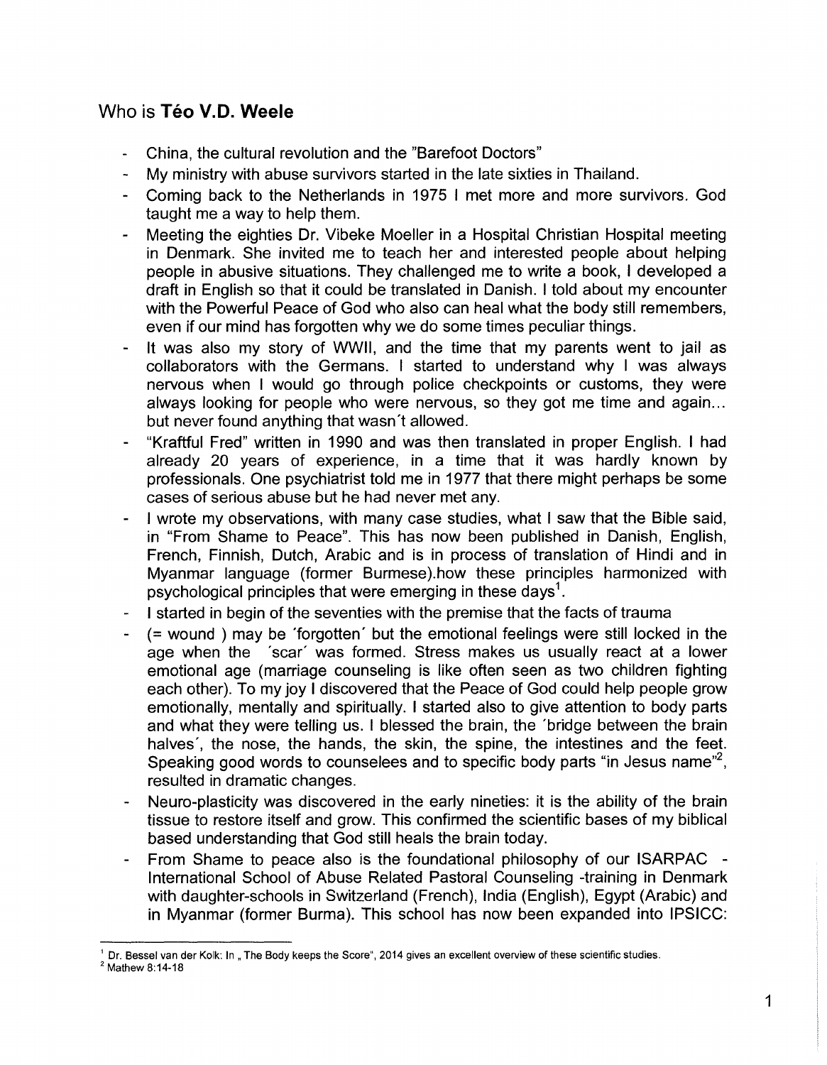## Who is **Téo V.D. Weele**

- China, the cultural revolution and the "Barefoot Doctors"
- My ministry with abuse survivors started in the late sixties in Thailand.
- Coming back to the Netherlands in 1975 I met more and more survivors. God taught me a way to help them.
- Meeting the eighties Dr. Vibeke Moeller in a Hospital Christian Hospital meeting in Denmark. She invited me to teach her and interested people about helping people in abusive situations. They challenged me to write a book, I developed a draft in English so that it could be translated in Danish. I told about my encounter with the Powerful Peace of God who also can heal what the body still remembers, even if our mind has forgotten why we do some times peculiar things.
- It was also my story of WWII, and the time that my parents went to jail as collaborators with the Germans. I started to understand why I was always nervous when I would go through police checkpoints or customs, they were always looking for people who were nervous, so they got me time and again... but never found anything that wasn´t allowed.
- "Kraftful Fred" written in 1990 and was then translated in proper English. I had already 20 years of experience, in a time that it was hardly known by professionals. One psychiatrist told me in 1977 that there might perhaps be some cases of serious abuse but he had never met any.
- I wrote my observations, with many case studies, what I saw that the Bible said, in "From Shame to Peace". This has now been published in Danish, English, French, Finnish, Dutch, Arabic and is in process of translation of Hindi and in Myanmar language (former Burmese).how these principles harmonized with psychological principles that were emerging in these days[1].
- I started in begin of the seventies with the premise that the facts of trauma
- (= wound ) may be ´forgotten´ but the emotional feelings were still locked in the age when the ´scar´ was formed. Stress makes us usually react at a lower emotional age (marriage counseling is like often seen as two children fighting each other). To my joy I discovered that the Peace of God could help people grow emotionally, mentally and spiritually. I started also to give attention to body parts and what they were telling us. I blessed the brain, the ´bridge between the brain halves´, the nose, the hands, the skin, the spine, the intestines and the feet. Speaking good words to counselees and to specific body parts "in Jesus name"[2], resulted in dramatic changes.
- Neuro-plasticity was discovered in the early nineties: it is the ability of the brain tissue to restore itself and grow. This confirmed the scientific bases of my biblical based understanding that God still heals the brain today.
- From Shame to peace also is the foundational philosophy of our ISARPAC - International School of Abuse Related Pastoral Counseling -training in Denmark with daughter-schools in Switzerland (French), India (English), Egypt (Arabic) and in Myanmar (former Burma). This school has now been expanded into IPSICC:

---

[1] Dr. Bessel van der Kolk: In „ The Body keeps the Score", 2014 gives an excellent overview of these scientific studies.

[2] Mathew 8:14-18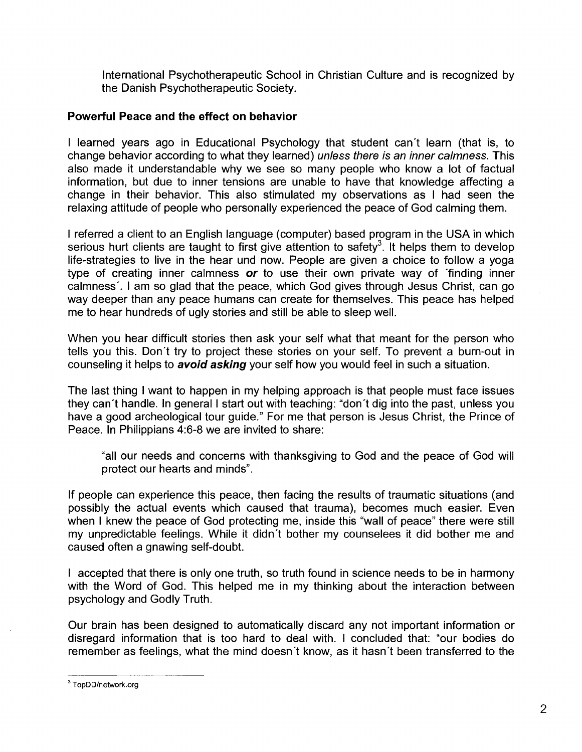International Psychotherapeutic School in Christian Culture and is recognized by the Danish Psychotherapeutic Society.

**Powerful Peace and the effect on behavior**

I learned years ago in Educational Psychology that student can't learn (that is, to change behavior according to what they learned) *unless there is an inner calmness*. This also made it understandable why we see so many people who know a lot of factual information, but due to inner tensions are unable to have that knowledge affecting a change in their behavior. This also stimulated my observations as I had seen the relaxing attitude of people who personally experienced the peace of God calming them.

I referred a client to an English language (computer) based program in the USA in which serious hurt clients are taught to first give attention to safety[3]. It helps them to develop life-strategies to live in the hear und now. People are given a choice to follow a yoga type of creating inner calmness ***or*** to use their own private way of ´finding inner calmness´. I am so glad that the peace, which God gives through Jesus Christ, can go way deeper than any peace humans can create for themselves. This peace has helped me to hear hundreds of ugly stories and still be able to sleep well.

When you hear difficult stories then ask your self what that meant for the person who tells you this. Don't try to project these stories on your self. To prevent a burn-out in counseling it helps to ***avoid asking*** your self how you would feel in such a situation.

The last thing I want to happen in my helping approach is that people must face issues they can't handle. In general I start out with teaching: "don't dig into the past, unless you have a good archeological tour guide." For me that person is Jesus Christ, the Prince of Peace. In Philippians 4:6-8 we are invited to share:

> "all our needs and concerns with thanksgiving to God and the peace of God will protect our hearts and minds".

If people can experience this peace, then facing the results of traumatic situations (and possibly the actual events which caused that trauma), becomes much easier. Even when I knew the peace of God protecting me, inside this "wall of peace" there were still my unpredictable feelings. While it didn't bother my counselees it did bother me and caused often a gnawing self-doubt.

I accepted that there is only one truth, so truth found in science needs to be in harmony with the Word of God. This helped me in my thinking about the interaction between psychology and Godly Truth.

Our brain has been designed to automatically discard any not important information or disregard information that is too hard to deal with. I concluded that: "our bodies do remember as feelings, what the mind doesn't know, as it hasn't been transferred to the

---

[3] TopDD/network.org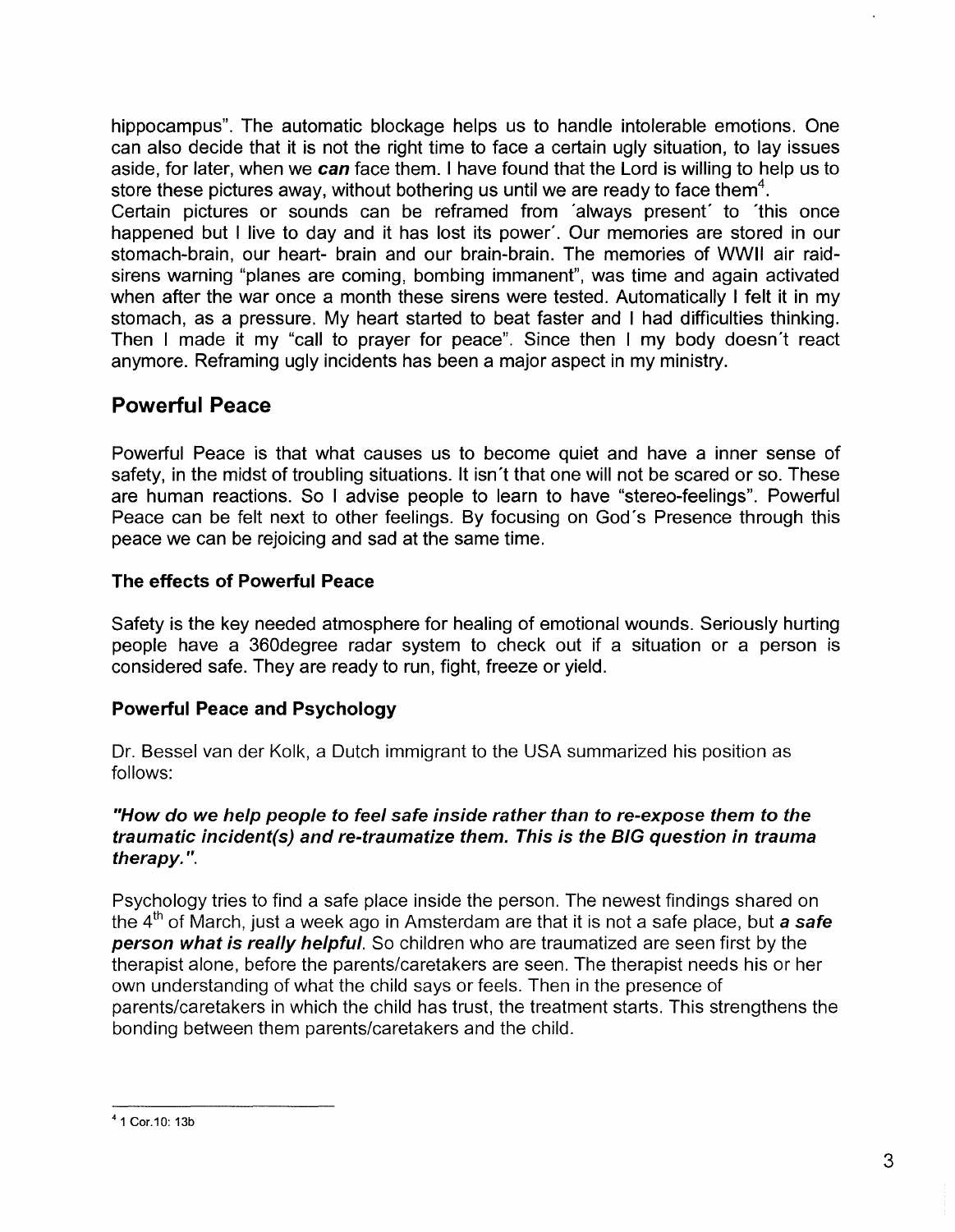hippocampus". The automatic blockage helps us to handle intolerable emotions. One can also decide that it is not the right time to face a certain ugly situation, to lay issues aside, for later, when we ***can*** face them. I have found that the Lord is willing to help us to store these pictures away, without bothering us until we are ready to face them[4].

Certain pictures or sounds can be reframed from ´always present´ to ´this once happened but I live to day and it has lost its power´. Our memories are stored in our stomach-brain, our heart- brain and our brain-brain. The memories of WWII air raid-sirens warning "planes are coming, bombing immanent", was time and again activated when after the war once a month these sirens were tested. Automatically I felt it in my stomach, as a pressure. My heart started to beat faster and I had difficulties thinking. Then I made it my "call to prayer for peace". Since then I my body doesn´t react anymore. Reframing ugly incidents has been a major aspect in my ministry.

## Powerful Peace

Powerful Peace is that what causes us to become quiet and have a inner sense of safety, in the midst of troubling situations. It isn´t that one will not be scared or so. These are human reactions. So I advise people to learn to have "stereo-feelings". Powerful Peace can be felt next to other feelings. By focusing on God´s Presence through this peace we can be rejoicing and sad at the same time.

### The effects of Powerful Peace

Safety is the key needed atmosphere for healing of emotional wounds. Seriously hurting people have a 360degree radar system to check out if a situation or a person is considered safe. They are ready to run, fight, freeze or yield.

### Powerful Peace and Psychology

Dr. Bessel van der Kolk, a Dutch immigrant to the USA summarized his position as follows:

***"How do we help people to feel safe inside rather than to re-expose them to the traumatic incident(s) and re-traumatize them. This is the BIG question in trauma therapy."***.

Psychology tries to find a safe place inside the person. The newest findings shared on the 4th of March, just a week ago in Amsterdam are that it is not a safe place, but ***a safe person what is really helpful***. So children who are traumatized are seen first by the therapist alone, before the parents/caretakers are seen. The therapist needs his or her own understanding of what the child says or feels. Then in the presence of parents/caretakers in which the child has trust, the treatment starts. This strengthens the bonding between them parents/caretakers and the child.

---

[4] 1 Cor.10: 13b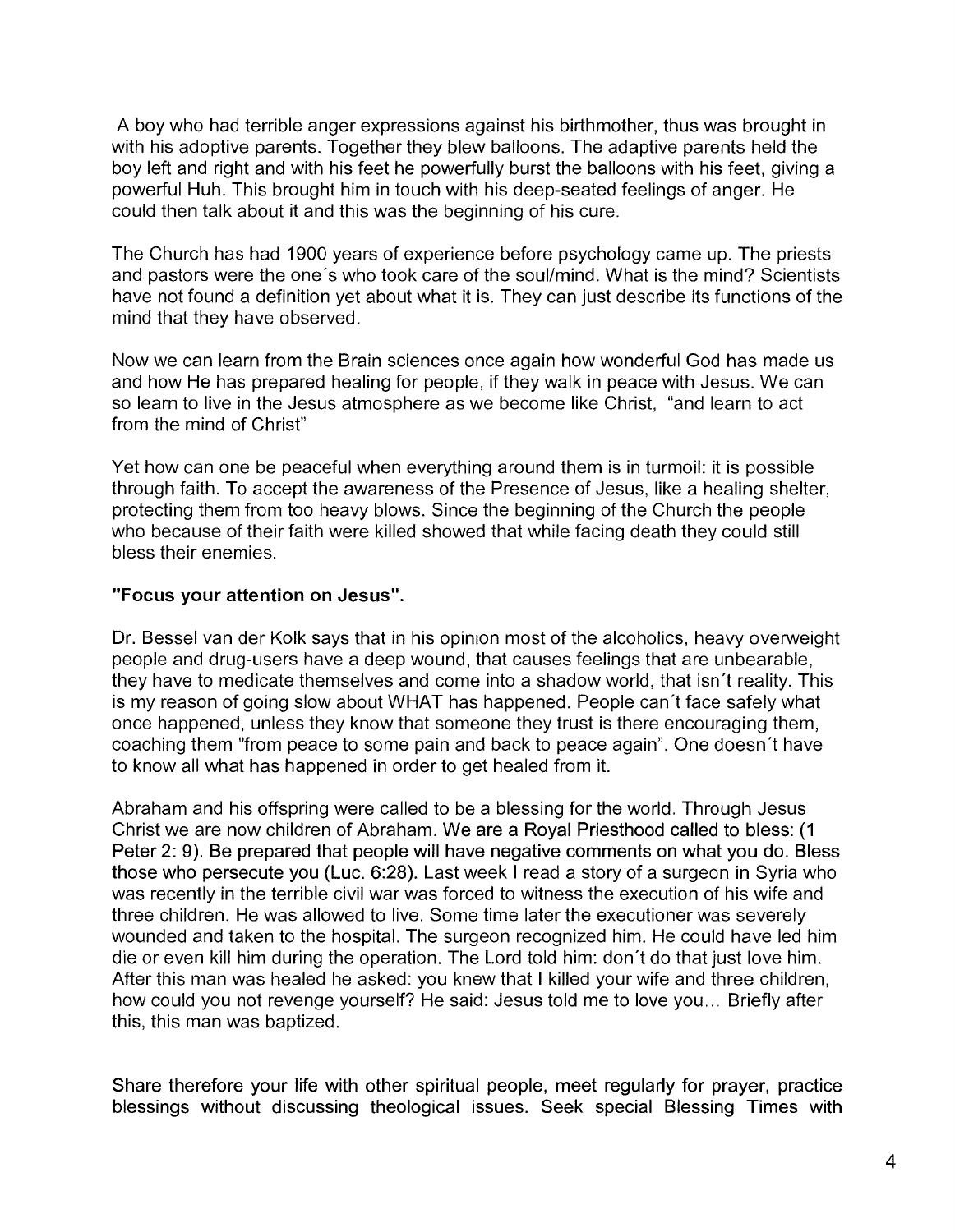A boy who had terrible anger expressions against his birthmother, thus was brought in with his adoptive parents. Together they blew balloons. The adaptive parents held the boy left and right and with his feet he powerfully burst the balloons with his feet, giving a powerful Huh. This brought him in touch with his deep-seated feelings of anger. He could then talk about it and this was the beginning of his cure.

The Church has had 1900 years of experience before psychology came up. The priests and pastors were the one´s who took care of the soul/mind. What is the mind? Scientists have not found a definition yet about what it is. They can just describe its functions of the mind that they have observed.

Now we can learn from the Brain sciences once again how wonderful God has made us and how He has prepared healing for people, if they walk in peace with Jesus. We can so learn to live in the Jesus atmosphere as we become like Christ, "and learn to act from the mind of Christ"

Yet how can one be peaceful when everything around them is in turmoil: it is possible through faith. To accept the awareness of the Presence of Jesus, like a healing shelter, protecting them from too heavy blows. Since the beginning of the Church the people who because of their faith were killed showed that while facing death they could still bless their enemies.

**"Focus your attention on Jesus".**

Dr. Bessel van der Kolk says that in his opinion most of the alcoholics, heavy overweight people and drug-users have a deep wound, that causes feelings that are unbearable, they have to medicate themselves and come into a shadow world, that isn´t reality. This is my reason of going slow about WHAT has happened. People can´t face safely what once happened, unless they know that someone they trust is there encouraging them, coaching them "from peace to some pain and back to peace again". One doesn´t have to know all what has happened in order to get healed from it.

Abraham and his offspring were called to be a blessing for the world. Through Jesus Christ we are now children of Abraham. We are a Royal Priesthood called to bless: (1 Peter 2: 9). Be prepared that people will have negative comments on what you do. Bless those who persecute you (Luc. 6:28). Last week I read a story of a surgeon in Syria who was recently in the terrible civil war was forced to witness the execution of his wife and three children. He was allowed to live. Some time later the executioner was severely wounded and taken to the hospital. The surgeon recognized him. He could have led him die or even kill him during the operation. The Lord told him: don´t do that just love him. After this man was healed he asked: you knew that I killed your wife and three children, how could you not revenge yourself? He said: Jesus told me to love you… Briefly after this, this man was baptized.

Share therefore your life with other spiritual people, meet regularly for prayer, practice blessings without discussing theological issues. Seek special Blessing Times with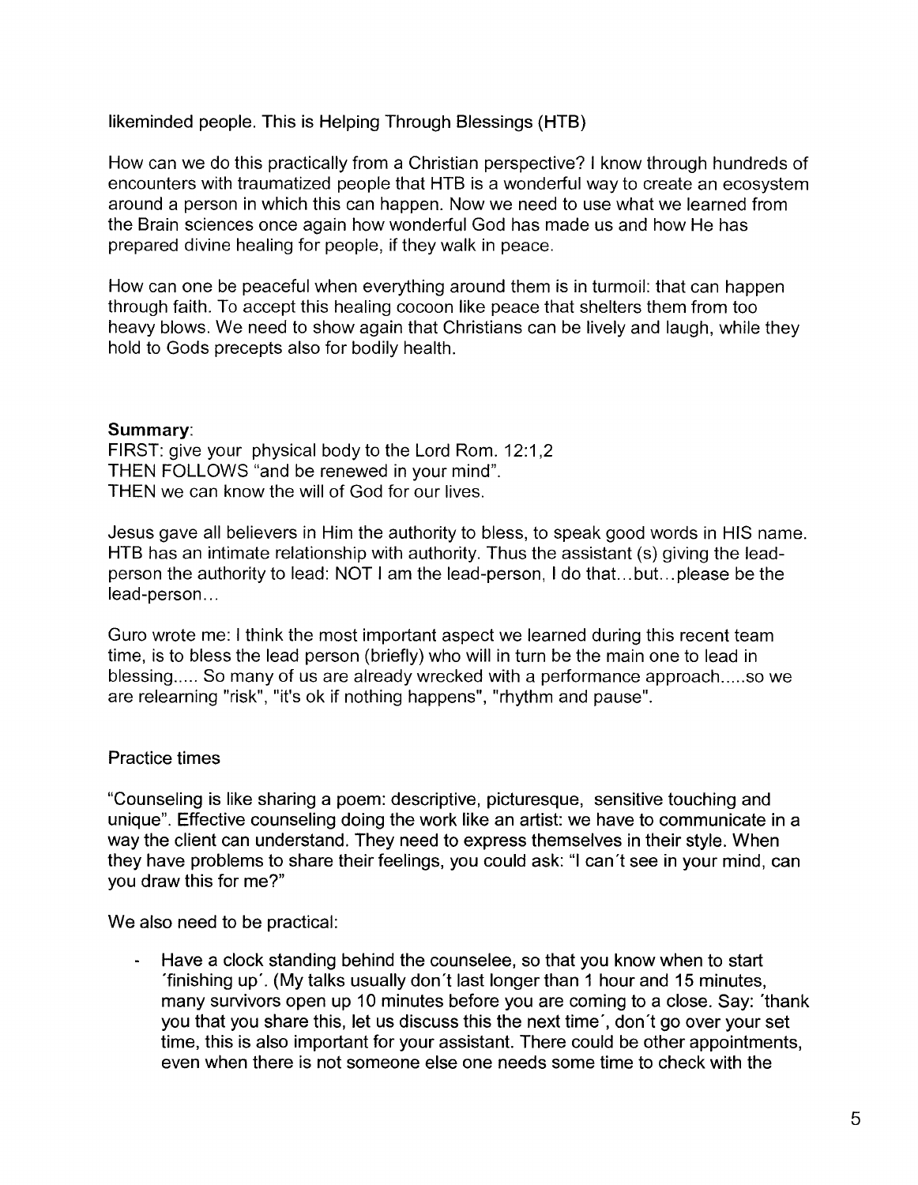likeminded people. This is Helping Through Blessings (HTB)

How can we do this practically from a Christian perspective? I know through hundreds of encounters with traumatized people that HTB is a wonderful way to create an ecosystem around a person in which this can happen. Now we need to use what we learned from the Brain sciences once again how wonderful God has made us and how He has prepared divine healing for people, if they walk in peace.

How can one be peaceful when everything around them is in turmoil: that can happen through faith. To accept this healing cocoon like peace that shelters them from too heavy blows. We need to show again that Christians can be lively and laugh, while they hold to Gods precepts also for bodily health.

**Summary**:
FIRST: give your physical body to the Lord Rom. 12:1,2
THEN FOLLOWS "and be renewed in your mind".
THEN we can know the will of God for our lives.

Jesus gave all believers in Him the authority to bless, to speak good words in HIS name. HTB has an intimate relationship with authority. Thus the assistant (s) giving the lead-person the authority to lead: NOT I am the lead-person, I do that…but…please be the lead-person…

Guro wrote me: I think the most important aspect we learned during this recent team time, is to bless the lead person (briefly) who will in turn be the main one to lead in blessing..... So many of us are already wrecked with a performance approach.....so we are relearning "risk", "it's ok if nothing happens", "rhythm and pause".

Practice times

"Counseling is like sharing a poem: descriptive, picturesque, sensitive touching and unique". Effective counseling doing the work like an artist: we have to communicate in a way the client can understand. They need to express themselves in their style. When they have problems to share their feelings, you could ask: "I can´t see in your mind, can you draw this for me?"

We also need to be practical:

- Have a clock standing behind the counselee, so that you know when to start ´finishing up´. (My talks usually don´t last longer than 1 hour and 15 minutes, many survivors open up 10 minutes before you are coming to a close. Say: ´thank you that you share this, let us discuss this the next time´, don´t go over your set time, this is also important for your assistant. There could be other appointments, even when there is not someone else one needs some time to check with the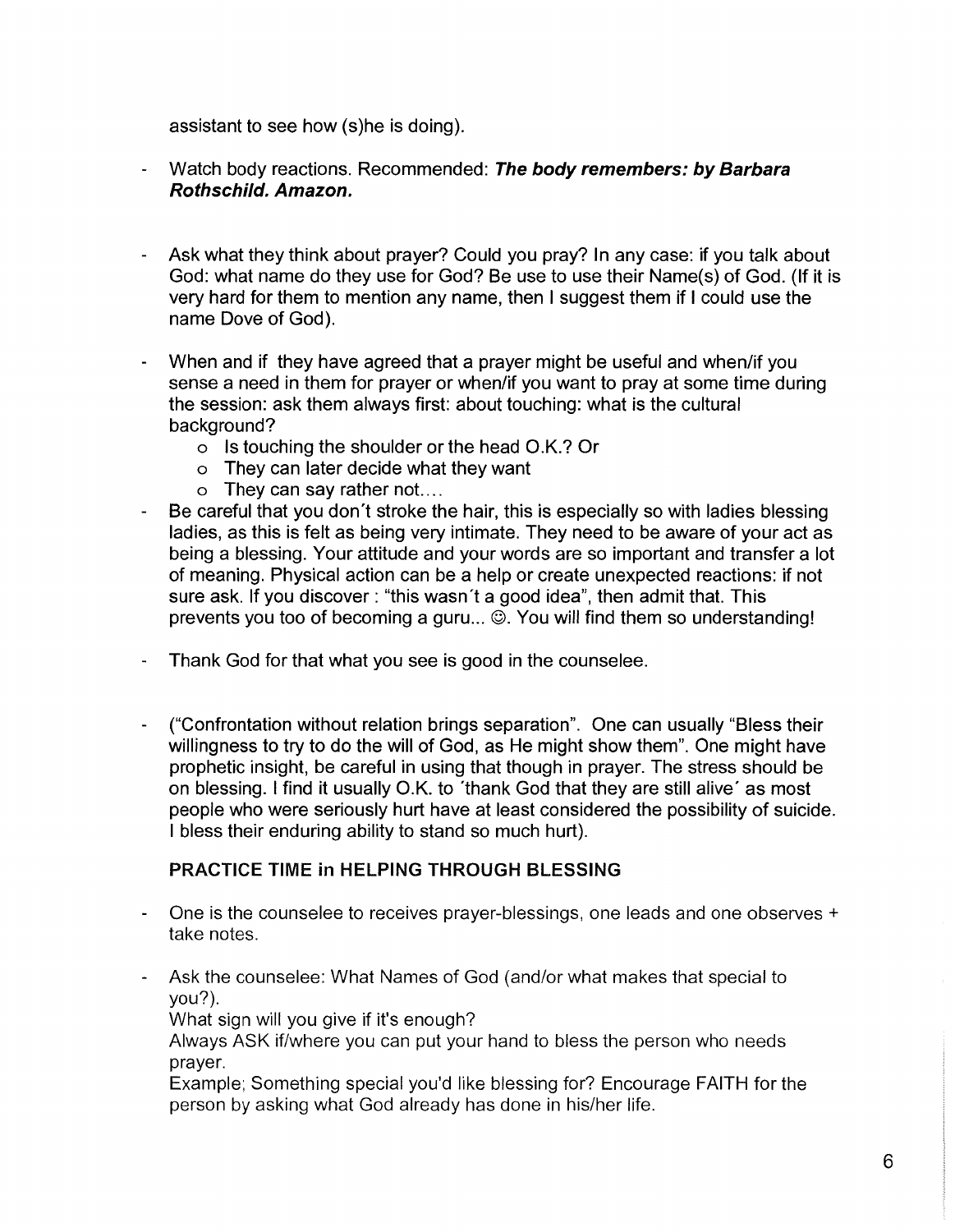assistant to see how (s)he is doing).

- Watch body reactions. Recommended: ***The body remembers: by Barbara Rothschild. Amazon.***

- Ask what they think about prayer? Could you pray? In any case: if you talk about God: what name do they use for God? Be use to use their Name(s) of God. (If it is very hard for them to mention any name, then I suggest them if I could use the name Dove of God).

- When and if they have agreed that a prayer might be useful and when/if you sense a need in them for prayer or when/if you want to pray at some time during the session: ask them always first: about touching: what is the cultural background?
  - Is touching the shoulder or the head O.K.? Or
  - They can later decide what they want
  - They can say rather not....
- Be careful that you don't stroke the hair, this is especially so with ladies blessing ladies, as this is felt as being very intimate. They need to be aware of your act as being a blessing. Your attitude and your words are so important and transfer a lot of meaning. Physical action can be a help or create unexpected reactions: if not sure ask. If you discover : "this wasn't a good idea", then admit that. This prevents you too of becoming a guru... ☺. You will find them so understanding!

- Thank God for that what you see is good in the counselee.

- ("Confrontation without relation brings separation". One can usually "Bless their willingness to try to do the will of God, as He might show them". One might have prophetic insight, be careful in using that though in prayer. The stress should be on blessing. I find it usually O.K. to 'thank God that they are still alive' as most people who were seriously hurt have at least considered the possibility of suicide. I bless their enduring ability to stand so much hurt).

**PRACTICE TIME in HELPING THROUGH BLESSING**

- One is the counselee to receives prayer-blessings, one leads and one observes + take notes.

- Ask the counselee: What Names of God (and/or what makes that special to you?).
  What sign will you give if it's enough?
  Always ASK if/where you can put your hand to bless the person who needs prayer.
  Example; Something special you'd like blessing for? Encourage FAITH for the person by asking what God already has done in his/her life.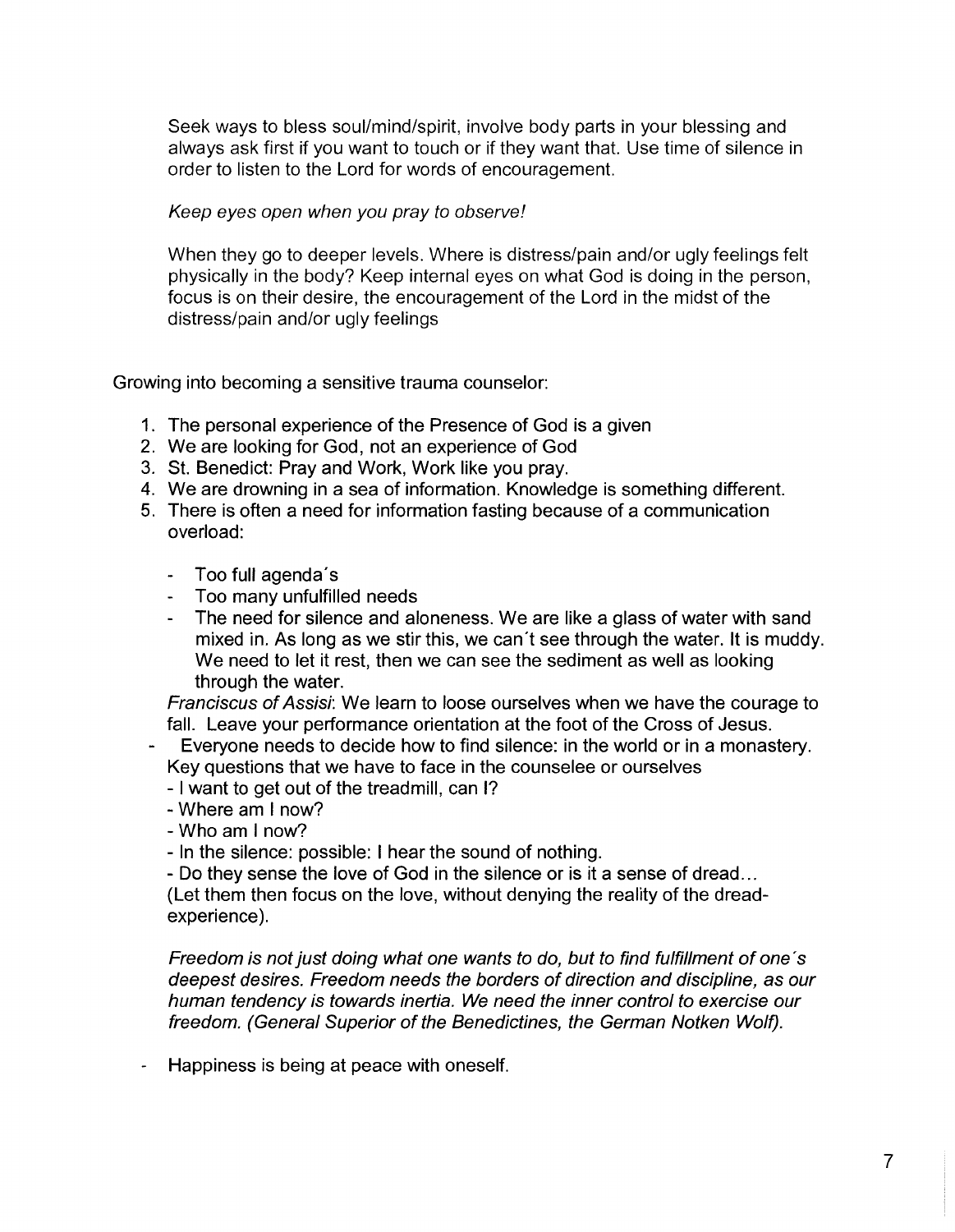Seek ways to bless soul/mind/spirit, involve body parts in your blessing and always ask first if you want to touch or if they want that. Use time of silence in order to listen to the Lord for words of encouragement.

*Keep eyes open when you pray to observe!*

When they go to deeper levels. Where is distress/pain and/or ugly feelings felt physically in the body? Keep internal eyes on what God is doing in the person, focus is on their desire, the encouragement of the Lord in the midst of the distress/pain and/or ugly feelings

Growing into becoming a sensitive trauma counselor:

1. The personal experience of the Presence of God is a given
2. We are looking for God, not an experience of God
3. St. Benedict: Pray and Work, Work like you pray.
4. We are drowning in a sea of information. Knowledge is something different.
5. There is often a need for information fasting because of a communication overload:

   - Too full agenda´s
   - Too many unfulfilled needs
   - The need for silence and aloneness. We are like a glass of water with sand mixed in. As long as we stir this, we can´t see through the water. It is muddy. We need to let it rest, then we can see the sediment as well as looking through the water.

   *Franciscus of Assisi*: We learn to loose ourselves when we have the courage to fall. Leave your performance orientation at the foot of the Cross of Jesus.

- Everyone needs to decide how to find silence: in the world or in a monastery. Key questions that we have to face in the counselee or ourselves
  - I want to get out of the treadmill, can I?
  - Where am I now?
  - Who am I now?
  - In the silence: possible: I hear the sound of nothing.
  - Do they sense the love of God in the silence or is it a sense of dread...

  (Let them then focus on the love, without denying the reality of the dread-experience).

  *Freedom is not just doing what one wants to do, but to find fulfillment of one´s deepest desires. Freedom needs the borders of direction and discipline, as our human tendency is towards inertia. We need the inner control to exercise our freedom. (General Superior of the Benedictines, the German Notken Wolf).*

- Happiness is being at peace with oneself.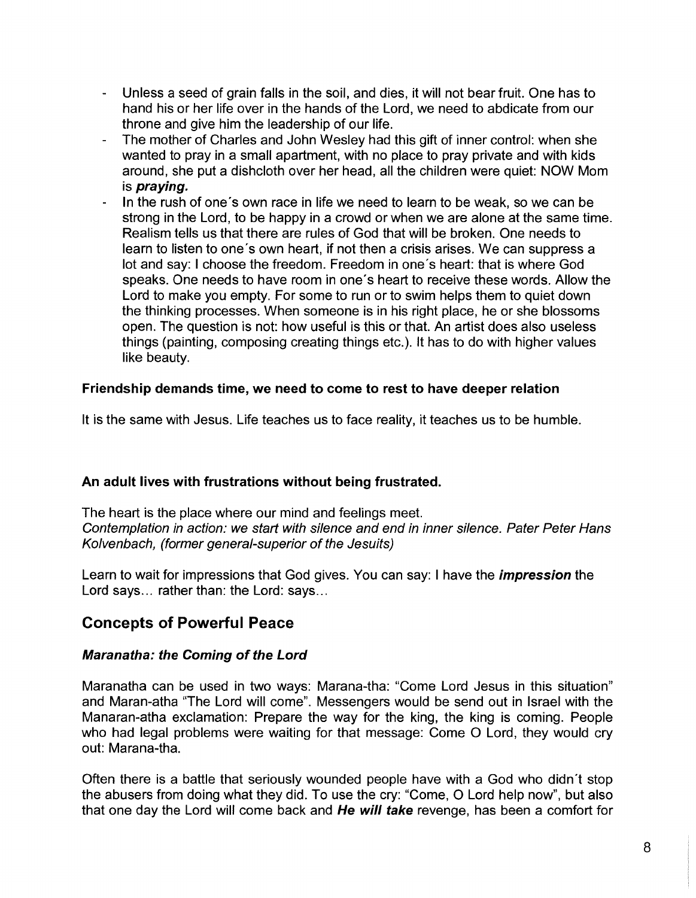- Unless a seed of grain falls in the soil, and dies, it will not bear fruit. One has to hand his or her life over in the hands of the Lord, we need to abdicate from our throne and give him the leadership of our life.
- The mother of Charles and John Wesley had this gift of inner control: when she wanted to pray in a small apartment, with no place to pray private and with kids around, she put a dishcloth over her head, all the children were quiet: NOW Mom is ***praying.***
- In the rush of one´s own race in life we need to learn to be weak, so we can be strong in the Lord, to be happy in a crowd or when we are alone at the same time. Realism tells us that there are rules of God that will be broken. One needs to learn to listen to one´s own heart, if not then a crisis arises. We can suppress a lot and say: I choose the freedom. Freedom in one´s heart: that is where God speaks. One needs to have room in one´s heart to receive these words. Allow the Lord to make you empty. For some to run or to swim helps them to quiet down the thinking processes. When someone is in his right place, he or she blossoms open. The question is not: how useful is this or that. An artist does also useless things (painting, composing creating things etc.). It has to do with higher values like beauty.

**Friendship demands time, we need to come to rest to have deeper relation**

It is the same with Jesus. Life teaches us to face reality, it teaches us to be humble.

**An adult lives with frustrations without being frustrated.**

The heart is the place where our mind and feelings meet.
*Contemplation in action: we start with silence and end in inner silence. Pater Peter Hans Kolvenbach, (former general-superior of the Jesuits)*

Learn to wait for impressions that God gives. You can say: I have the ***impression*** the Lord says… rather than: the Lord: says…

## Concepts of Powerful Peace

### *Maranatha: the Coming of the Lord*

Maranatha can be used in two ways: Marana-tha: "Come Lord Jesus in this situation" and Maran-atha "The Lord will come". Messengers would be send out in Israel with the Manaran-atha exclamation: Prepare the way for the king, the king is coming. People who had legal problems were waiting for that message: Come O Lord, they would cry out: Marana-tha.

Often there is a battle that seriously wounded people have with a God who didn´t stop the abusers from doing what they did. To use the cry: "Come, O Lord help now", but also that one day the Lord will come back and ***He will take*** revenge, has been a comfort for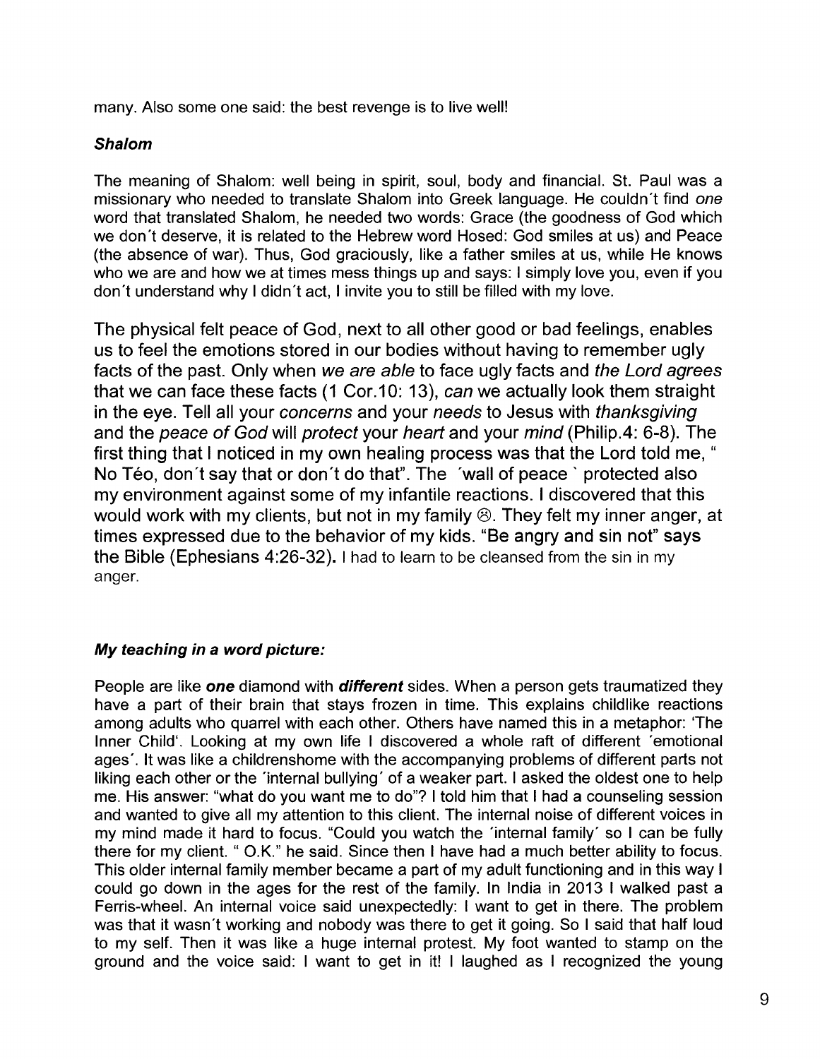many. Also some one said: the best revenge is to live well!

### *Shalom*

The meaning of Shalom: well being in spirit, soul, body and financial. St. Paul was a missionary who needed to translate Shalom into Greek language. He couldn´t find *one* word that translated Shalom, he needed two words: Grace (the goodness of God which we don´t deserve, it is related to the Hebrew word Hosed: God smiles at us) and Peace (the absence of war). Thus, God graciously, like a father smiles at us, while He knows who we are and how we at times mess things up and says: I simply love you, even if you don´t understand why I didn´t act, I invite you to still be filled with my love.

The physical felt peace of God, next to all other good or bad feelings, enables us to feel the emotions stored in our bodies without having to remember ugly facts of the past. Only when *we are able* to face ugly facts and *the Lord agrees* that we can face these facts (1 Cor.10: 13), *can* we actually look them straight in the eye. Tell all your *concerns* and your *needs* to Jesus with *thanksgiving* and the *peace of God* will *protect* your *heart* and your *mind* (Philip.4: 6-8). The first thing that I noticed in my own healing process was that the Lord told me, " No Téo, don´t say that or don´t do that". The ´wall of peace ` protected also my environment against some of my infantile reactions. I discovered that this would work with my clients, but not in my family ☹. They felt my inner anger, at times expressed due to the behavior of my kids. "Be angry and sin not" says the Bible (Ephesians 4:26-32). I had to learn to be cleansed from the sin in my anger.

### *My teaching in a word picture:*

People are like ***one*** diamond with ***different*** sides. When a person gets traumatized they have a part of their brain that stays frozen in time. This explains childlike reactions among adults who quarrel with each other. Others have named this in a metaphor: 'The Inner Child'. Looking at my own life I discovered a whole raft of different ´emotional ages´. It was like a childrenshome with the accompanying problems of different parts not liking each other or the ´internal bullying´ of a weaker part. I asked the oldest one to help me. His answer: "what do you want me to do"? I told him that I had a counseling session and wanted to give all my attention to this client. The internal noise of different voices in my mind made it hard to focus. "Could you watch the ´internal family´ so I can be fully there for my client. " O.K." he said. Since then I have had a much better ability to focus. This older internal family member became a part of my adult functioning and in this way I could go down in the ages for the rest of the family. In India in 2013 I walked past a Ferris-wheel. An internal voice said unexpectedly: I want to get in there. The problem was that it wasn´t working and nobody was there to get it going. So I said that half loud to my self. Then it was like a huge internal protest. My foot wanted to stamp on the ground and the voice said: I want to get in it! I laughed as I recognized the young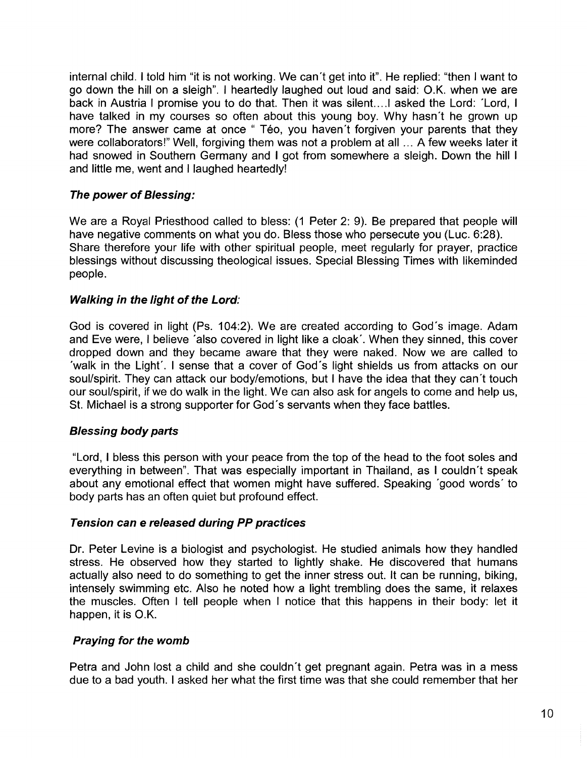internal child. I told him "it is not working. We can´t get into it". He replied: "then I want to go down the hill on a sleigh". I heartedly laughed out loud and said: O.K. when we are back in Austria I promise you to do that. Then it was silent....I asked the Lord: ´Lord, I have talked in my courses so often about this young boy. Why hasn´t he grown up more? The answer came at once " Téo, you haven´t forgiven your parents that they were collaborators!" Well, forgiving them was not a problem at all ... A few weeks later it had snowed in Southern Germany and I got from somewhere a sleigh. Down the hill I and little me, went and I laughed heartedly!

### *The power of Blessing:*

We are a Royal Priesthood called to bless: (1 Peter 2: 9). Be prepared that people will have negative comments on what you do. Bless those who persecute you (Luc. 6:28). Share therefore your life with other spiritual people, meet regularly for prayer, practice blessings without discussing theological issues. Special Blessing Times with likeminded people.

### *Walking in the light of the Lord:*

God is covered in light (Ps. 104:2). We are created according to God´s image. Adam and Eve were, I believe ´also covered in light like a cloak´. When they sinned, this cover dropped down and they became aware that they were naked. Now we are called to ´walk in the Light´. I sense that a cover of God´s light shields us from attacks on our soul/spirit. They can attack our body/emotions, but I have the idea that they can´t touch our soul/spirit, if we do walk in the light. We can also ask for angels to come and help us, St. Michael is a strong supporter for God´s servants when they face battles.

### *Blessing body parts*

"Lord, I bless this person with your peace from the top of the head to the foot soles and everything in between". That was especially important in Thailand, as I couldn´t speak about any emotional effect that women might have suffered. Speaking ´good words´ to body parts has an often quiet but profound effect.

### *Tension can e released during PP practices*

Dr. Peter Levine is a biologist and psychologist. He studied animals how they handled stress. He observed how they started to lightly shake. He discovered that humans actually also need to do something to get the inner stress out. It can be running, biking, intensely swimming etc. Also he noted how a light trembling does the same, it relaxes the muscles. Often I tell people when I notice that this happens in their body: let it happen, it is O.K.

### *Praying for the womb*

Petra and John lost a child and she couldn´t get pregnant again. Petra was in a mess due to a bad youth. I asked her what the first time was that she could remember that her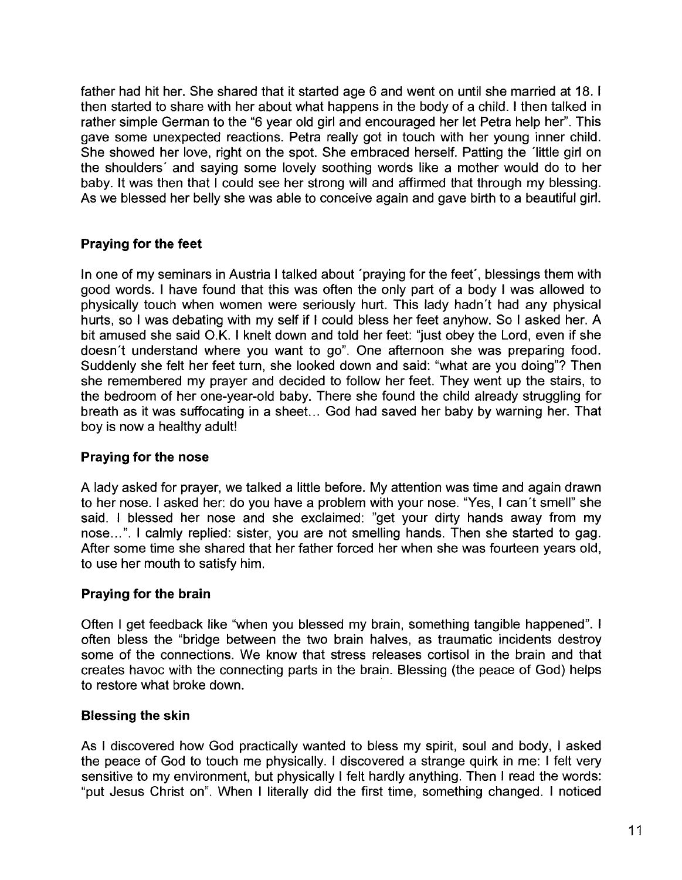father had hit her. She shared that it started age 6 and went on until she married at 18. I then started to share with her about what happens in the body of a child. I then talked in rather simple German to the "6 year old girl and encouraged her let Petra help her". This gave some unexpected reactions. Petra really got in touch with her young inner child. She showed her love, right on the spot. She embraced herself. Patting the ´little girl on the shoulders´ and saying some lovely soothing words like a mother would do to her baby. It was then that I could see her strong will and affirmed that through my blessing. As we blessed her belly she was able to conceive again and gave birth to a beautiful girl.

### Praying for the feet

In one of my seminars in Austria I talked about ´praying for the feet´, blessings them with good words. I have found that this was often the only part of a body I was allowed to physically touch when women were seriously hurt. This lady hadn´t had any physical hurts, so I was debating with my self if I could bless her feet anyhow. So I asked her. A bit amused she said O.K. I knelt down and told her feet: "just obey the Lord, even if she doesn´t understand where you want to go". One afternoon she was preparing food. Suddenly she felt her feet turn, she looked down and said: "what are you doing"? Then she remembered my prayer and decided to follow her feet. They went up the stairs, to the bedroom of her one-year-old baby. There she found the child already struggling for breath as it was suffocating in a sheet... God had saved her baby by warning her. That boy is now a healthy adult!

### Praying for the nose

A lady asked for prayer, we talked a little before. My attention was time and again drawn to her nose. I asked her: do you have a problem with your nose. "Yes, I can´t smell" she said. I blessed her nose and she exclaimed: "get your dirty hands away from my nose...". I calmly replied: sister, you are not smelling hands. Then she started to gag. After some time she shared that her father forced her when she was fourteen years old, to use her mouth to satisfy him.

### Praying for the brain

Often I get feedback like "when you blessed my brain, something tangible happened". I often bless the "bridge between the two brain halves, as traumatic incidents destroy some of the connections. We know that stress releases cortisol in the brain and that creates havoc with the connecting parts in the brain. Blessing (the peace of God) helps to restore what broke down.

### Blessing the skin

As I discovered how God practically wanted to bless my spirit, soul and body, I asked the peace of God to touch me physically. I discovered a strange quirk in me: I felt very sensitive to my environment, but physically I felt hardly anything. Then I read the words: "put Jesus Christ on". When I literally did the first time, something changed. I noticed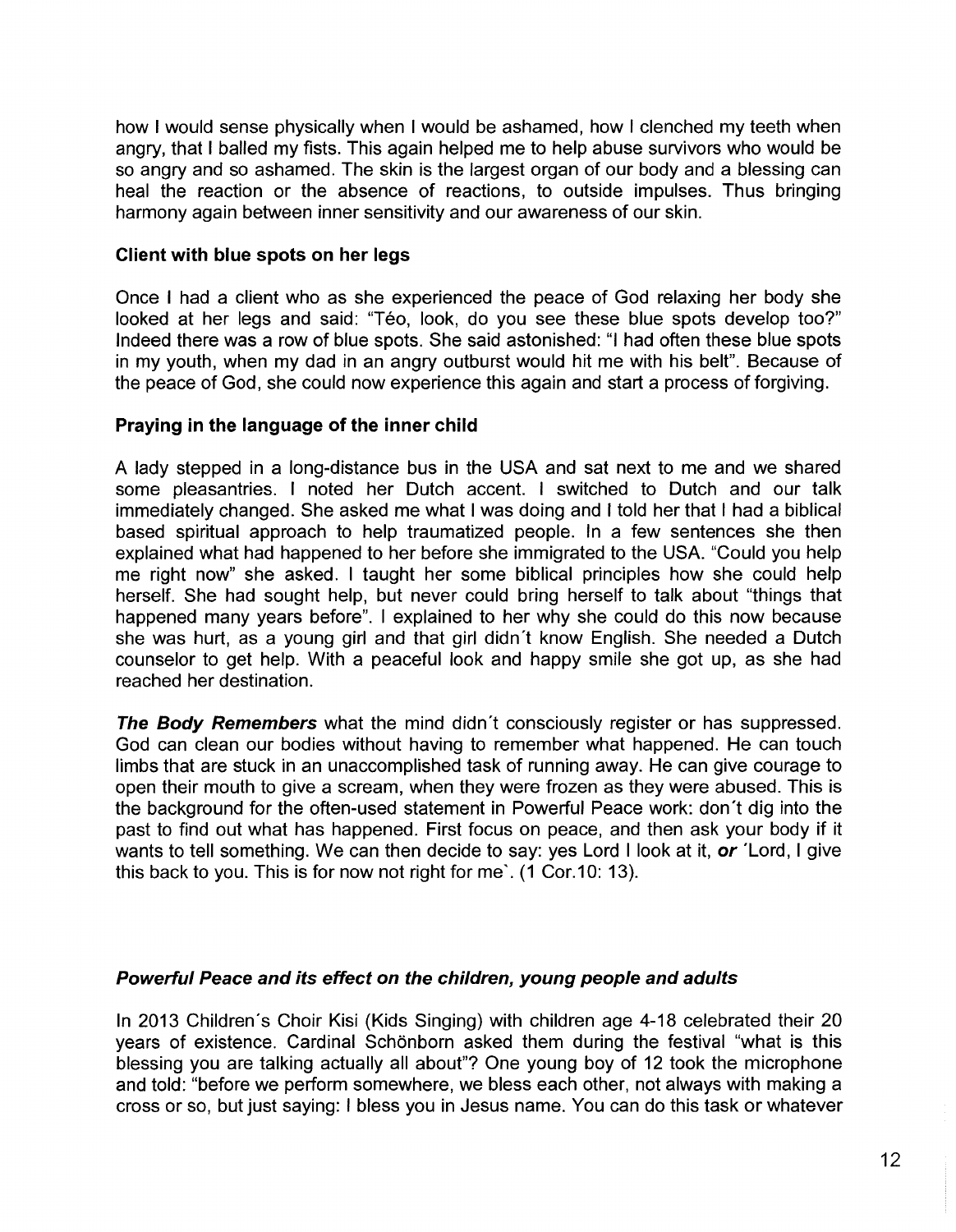how I would sense physically when I would be ashamed, how I clenched my teeth when angry, that I balled my fists. This again helped me to help abuse survivors who would be so angry and so ashamed. The skin is the largest organ of our body and a blessing can heal the reaction or the absence of reactions, to outside impulses. Thus bringing harmony again between inner sensitivity and our awareness of our skin.

### Client with blue spots on her legs

Once I had a client who as she experienced the peace of God relaxing her body she looked at her legs and said: "Téo, look, do you see these blue spots develop too?" Indeed there was a row of blue spots. She said astonished: "I had often these blue spots in my youth, when my dad in an angry outburst would hit me with his belt". Because of the peace of God, she could now experience this again and start a process of forgiving.

### Praying in the language of the inner child

A lady stepped in a long-distance bus in the USA and sat next to me and we shared some pleasantries. I noted her Dutch accent. I switched to Dutch and our talk immediately changed. She asked me what I was doing and I told her that I had a biblical based spiritual approach to help traumatized people. In a few sentences she then explained what had happened to her before she immigrated to the USA. "Could you help me right now" she asked. I taught her some biblical principles how she could help herself. She had sought help, but never could bring herself to talk about "things that happened many years before". I explained to her why she could do this now because she was hurt, as a young girl and that girl didn´t know English. She needed a Dutch counselor to get help. With a peaceful look and happy smile she got up, as she had reached her destination.

***The Body Remembers*** what the mind didn´t consciously register or has suppressed. God can clean our bodies without having to remember what happened. He can touch limbs that are stuck in an unaccomplished task of running away. He can give courage to open their mouth to give a scream, when they were frozen as they were abused. This is the background for the often-used statement in Powerful Peace work: don´t dig into the past to find out what has happened. First focus on peace, and then ask your body if it wants to tell something. We can then decide to say: yes Lord I look at it, ***or*** ´Lord, I give this back to you. This is for now not right for me`. (1 Cor.10: 13).

### *Powerful Peace and its effect on the children, young people and adults*

In 2013 Children´s Choir Kisi (Kids Singing) with children age 4-18 celebrated their 20 years of existence. Cardinal Schönborn asked them during the festival "what is this blessing you are talking actually all about"? One young boy of 12 took the microphone and told: "before we perform somewhere, we bless each other, not always with making a cross or so, but just saying: I bless you in Jesus name. You can do this task or whatever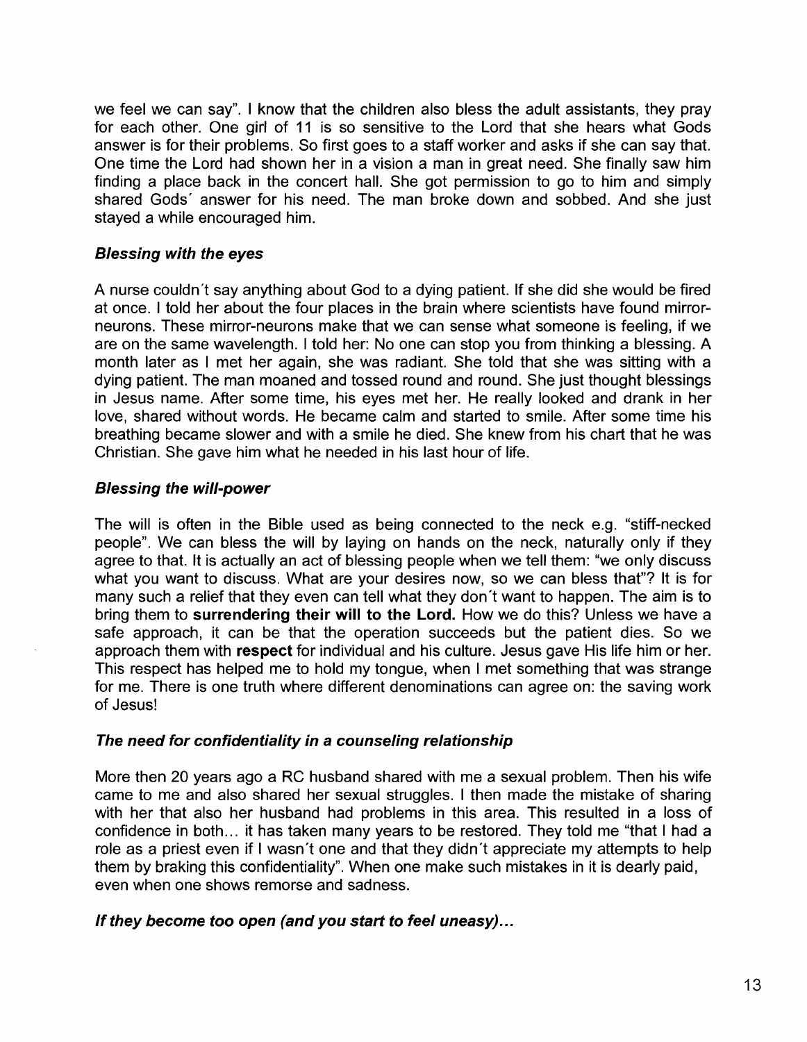we feel we can say". I know that the children also bless the adult assistants, they pray for each other. One girl of 11 is so sensitive to the Lord that she hears what Gods answer is for their problems. So first goes to a staff worker and asks if she can say that. One time the Lord had shown her in a vision a man in great need. She finally saw him finding a place back in the concert hall. She got permission to go to him and simply shared Gods´ answer for his need. The man broke down and sobbed. And she just stayed a while encouraged him.

### *Blessing with the eyes*

A nurse couldn´t say anything about God to a dying patient. If she did she would be fired at once. I told her about the four places in the brain where scientists have found mirror-neurons. These mirror-neurons make that we can sense what someone is feeling, if we are on the same wavelength. I told her: No one can stop you from thinking a blessing. A month later as I met her again, she was radiant. She told that she was sitting with a dying patient. The man moaned and tossed round and round. She just thought blessings in Jesus name. After some time, his eyes met her. He really looked and drank in her love, shared without words. He became calm and started to smile. After some time his breathing became slower and with a smile he died. She knew from his chart that he was Christian. She gave him what he needed in his last hour of life.

### *Blessing the will-power*

The will is often in the Bible used as being connected to the neck e.g. "stiff-necked people". We can bless the will by laying on hands on the neck, naturally only if they agree to that. It is actually an act of blessing people when we tell them: "we only discuss what you want to discuss. What are your desires now, so we can bless that"? It is for many such a relief that they even can tell what they don´t want to happen. The aim is to bring them to **surrendering their will to the Lord.** How we do this? Unless we have a safe approach, it can be that the operation succeeds but the patient dies. So we approach them with **respect** for individual and his culture. Jesus gave His life him or her. This respect has helped me to hold my tongue, when I met something that was strange for me. There is one truth where different denominations can agree on: the saving work of Jesus!

### *The need for confidentiality in a counseling relationship*

More then 20 years ago a RC husband shared with me a sexual problem. Then his wife came to me and also shared her sexual struggles. I then made the mistake of sharing with her that also her husband had problems in this area. This resulted in a loss of confidence in both... it has taken many years to be restored. They told me "that I had a role as a priest even if I wasn´t one and that they didn´t appreciate my attempts to help them by braking this confidentiality". When one make such mistakes in it is dearly paid, even when one shows remorse and sadness.

### *If they become too open (and you start to feel uneasy)...*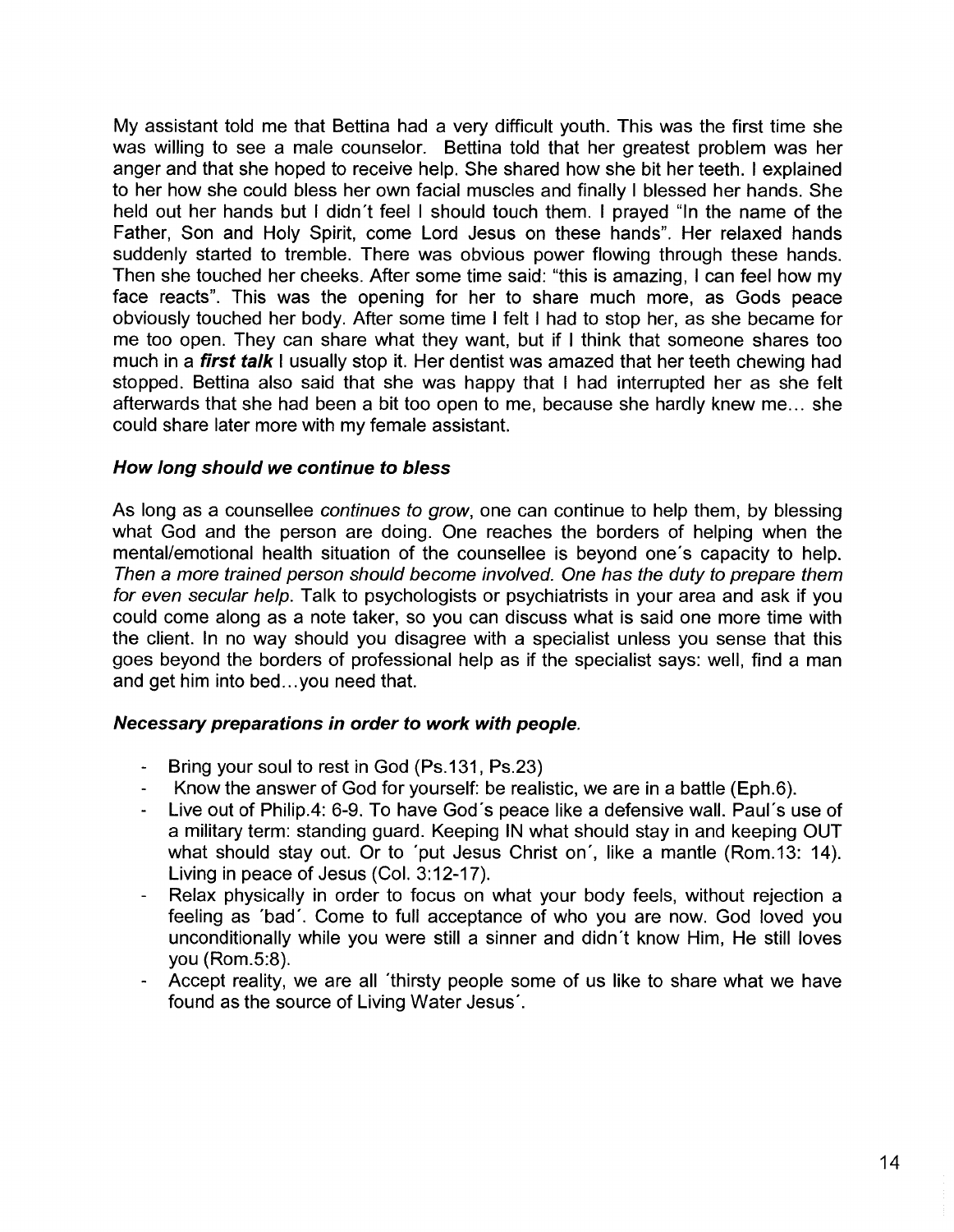My assistant told me that Bettina had a very difficult youth. This was the first time she was willing to see a male counselor. Bettina told that her greatest problem was her anger and that she hoped to receive help. She shared how she bit her teeth. I explained to her how she could bless her own facial muscles and finally I blessed her hands. She held out her hands but I didn´t feel I should touch them. I prayed "In the name of the Father, Son and Holy Spirit, come Lord Jesus on these hands". Her relaxed hands suddenly started to tremble. There was obvious power flowing through these hands. Then she touched her cheeks. After some time said: "this is amazing, I can feel how my face reacts". This was the opening for her to share much more, as Gods peace obviously touched her body. After some time I felt I had to stop her, as she became for me too open. They can share what they want, but if I think that someone shares too much in a ***first talk*** I usually stop it. Her dentist was amazed that her teeth chewing had stopped. Bettina also said that she was happy that I had interrupted her as she felt afterwards that she had been a bit too open to me, because she hardly knew me… she could share later more with my female assistant.

### *How long should we continue to bless*

As long as a counsellee *continues to grow*, one can continue to help them, by blessing what God and the person are doing. One reaches the borders of helping when the mental/emotional health situation of the counsellee is beyond one´s capacity to help. *Then a more trained person should become involved. One has the duty to prepare them for even secular help.* Talk to psychologists or psychiatrists in your area and ask if you could come along as a note taker, so you can discuss what is said one more time with the client. In no way should you disagree with a specialist unless you sense that this goes beyond the borders of professional help as if the specialist says: well, find a man and get him into bed…you need that.

### *Necessary preparations in order to work with people.*

- Bring your soul to rest in God (Ps.131, Ps.23)
- Know the answer of God for yourself: be realistic, we are in a battle (Eph.6).
- Live out of Philip.4: 6-9. To have God´s peace like a defensive wall. Paul´s use of a military term: standing guard. Keeping IN what should stay in and keeping OUT what should stay out. Or to ´put Jesus Christ on´, like a mantle (Rom.13: 14). Living in peace of Jesus (Col. 3:12-17).
- Relax physically in order to focus on what your body feels, without rejection a feeling as ´bad´. Come to full acceptance of who you are now. God loved you unconditionally while you were still a sinner and didn´t know Him, He still loves you (Rom.5:8).
- Accept reality, we are all ´thirsty people some of us like to share what we have found as the source of Living Water Jesus´.